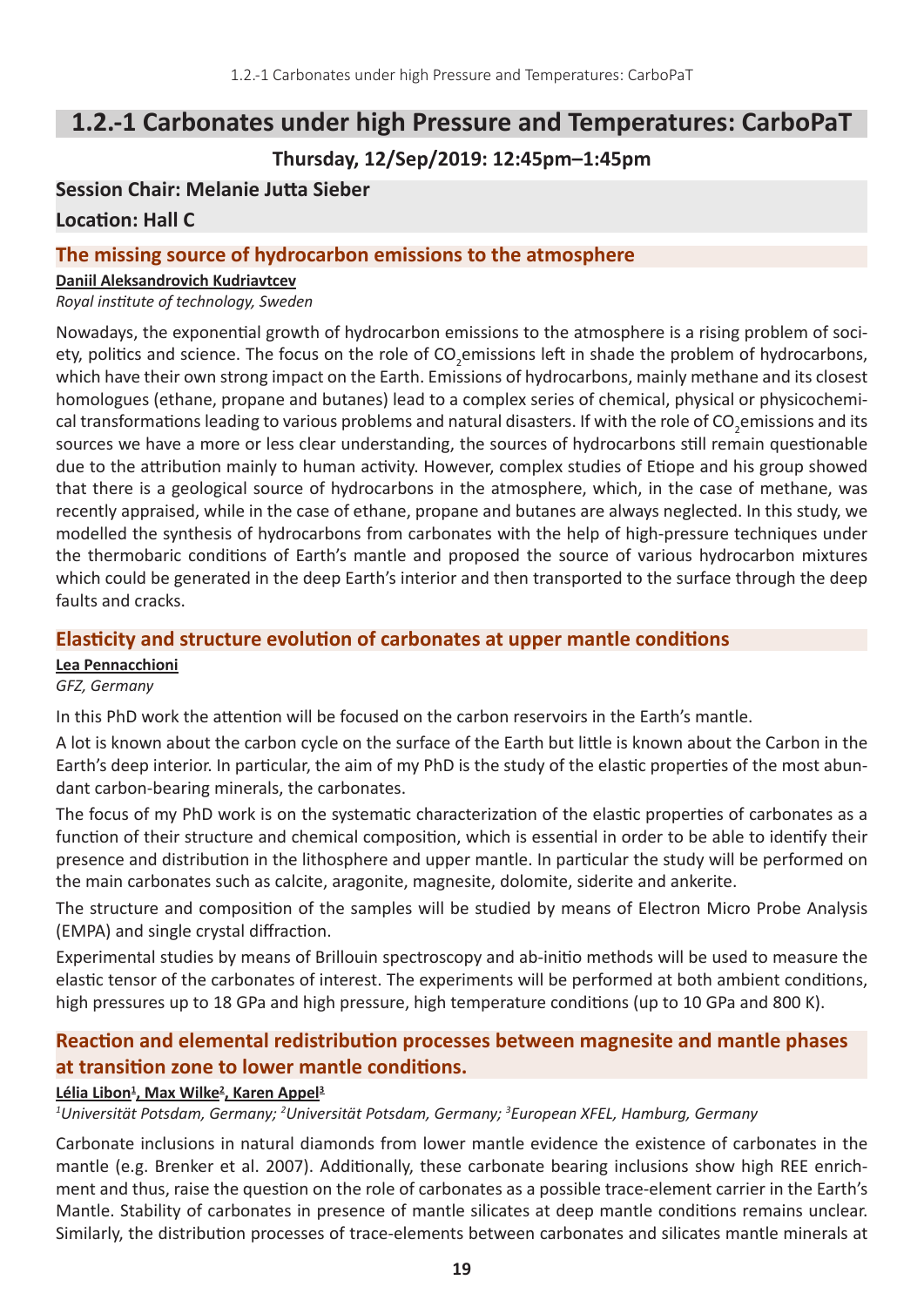# 1.2.-1 Carbonates under high Pressure and Temperatures: CarboPaT

**Thursday, 12/Sep/2019: 12:45pm–1:45pm**

**Session Chair: Melanie Jutta Sieber**

**Location: Hall C**

## The missing source of hydrocarbon emissions to the atmosphere

**Daniil Aleksandrovich Kudriavtcev**

*Royal institute of technology, Sweden*

Nowadays, the exponential growth of hydrocarbon emissions to the atmosphere is a rising problem of society, politics and science. The focus on the role of $CO_2$emissions left in shade the problem of hydrocarbons, which have their own strong impact on the Earth. Emissions of hydrocarbons, mainly methane and its closest homologues (ethane, propane and butanes) lead to a complex series of chemical, physical or physicochemical transformations leading to various problems and natural disasters. If with the role of $CO_2$emissions and its sources we have a more or less clear understanding, the sources of hydrocarbons still remain questionable due to the attribution mainly to human activity. However, complex studies of Etiope and his group showed that there is a geological source of hydrocarbons in the atmosphere, which, in the case of methane, was recently appraised, while in the case of ethane, propane and butanes are always neglected. In this study, we modelled the synthesis of hydrocarbons from carbonates with the help of high-pressure techniques under the thermobaric conditions of Earth's mantle and proposed the source of various hydrocarbon mixtures which could be generated in the deep Earth's interior and then transported to the surface through the deep faults and cracks.

## Elasticity and structure evolution of carbonates at upper mantle conditions

**Lea Pennacchioni**

*GFZ, Germany*

In this PhD work the attention will be focused on the carbon reservoirs in the Earth's mantle.

A lot is known about the carbon cycle on the surface of the Earth but little is known about the Carbon in the Earth's deep interior. In particular, the aim of my PhD is the study of the elastic properties of the most abundant carbon-bearing minerals, the carbonates.

The focus of my PhD work is on the systematic characterization of the elastic properties of carbonates as a function of their structure and chemical composition, which is essential in order to be able to identify their presence and distribution in the lithosphere and upper mantle. In particular the study will be performed on the main carbonates such as calcite, aragonite, magnesite, dolomite, siderite and ankerite.

The structure and composition of the samples will be studied by means of Electron Micro Probe Analysis (EMPA) and single crystal diffraction.

Experimental studies by means of Brillouin spectroscopy and ab-initio methods will be used to measure the elastic tensor of the carbonates of interest. The experiments will be performed at both ambient conditions, high pressures up to 18 GPa and high pressure, high temperature conditions (up to 10 GPa and 800 K).

## Reaction and elemental redistribution processes between magnesite and mantle phases at transition zone to lower mantle conditions.

**Lélia Libon[1], Max Wilke[2], Karen Appel[3]**

*[1]Universität Potsdam, Germany; [2]Universität Potsdam, Germany; [3]European XFEL, Hamburg, Germany*

Carbonate inclusions in natural diamonds from lower mantle evidence the existence of carbonates in the mantle (e.g. Brenker et al. 2007). Additionally, these carbonate bearing inclusions show high REE enrichment and thus, raise the question on the role of carbonates as a possible trace-element carrier in the Earth's Mantle. Stability of carbonates in presence of mantle silicates at deep mantle conditions remains unclear. Similarly, the distribution processes of trace-elements between carbonates and silicates mantle minerals at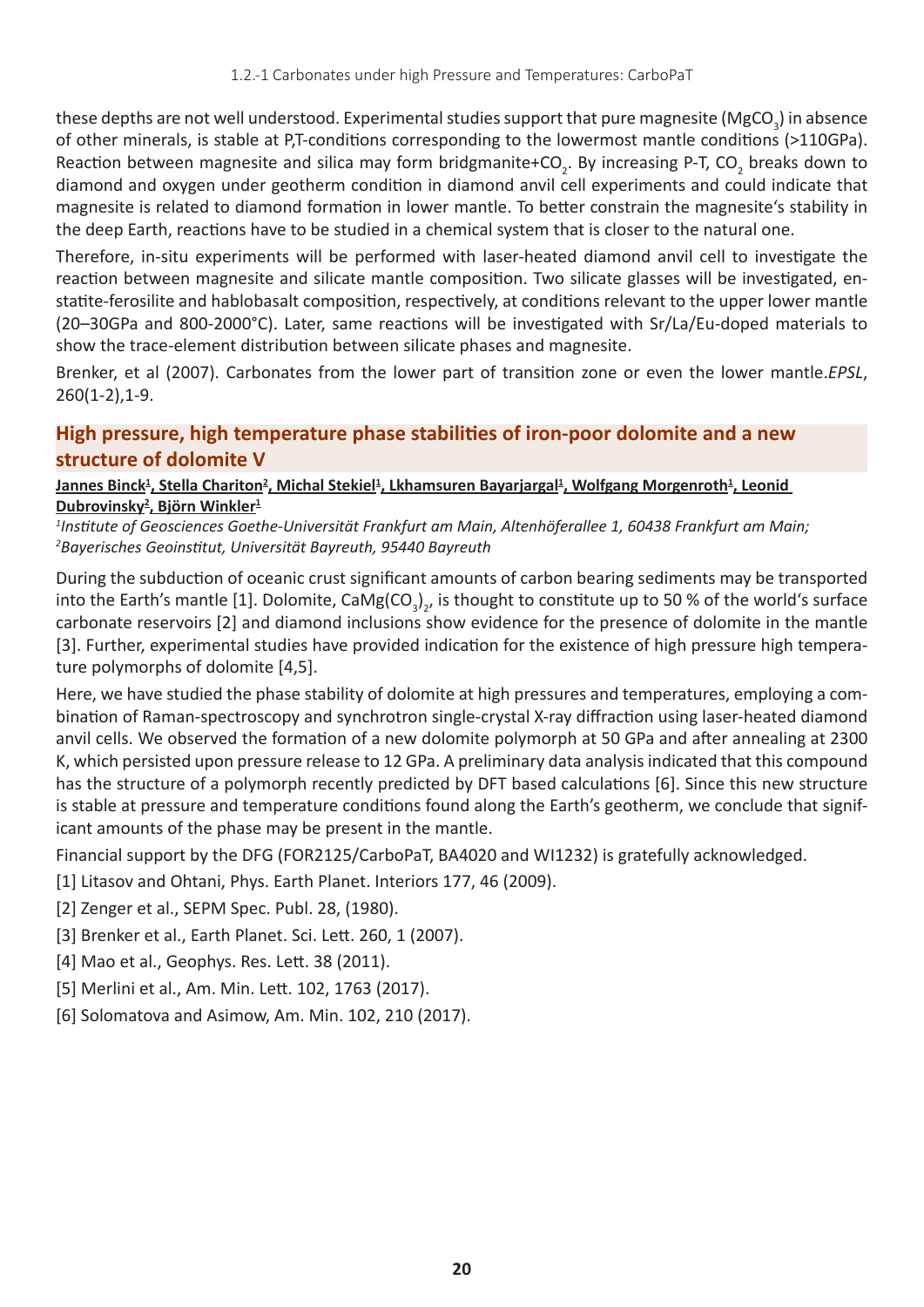these depths are not well understood. Experimental studies support that pure magnesite ($MgCO_3$) in absence of other minerals, is stable at P,T-conditions corresponding to the lowermost mantle conditions (>110GPa). Reaction between magnesite and silica may form bridgmanite+$CO_2$. By increasing P-T, $CO_2$ breaks down to diamond and oxygen under geotherm condition in diamond anvil cell experiments and could indicate that magnesite is related to diamond formation in lower mantle. To better constrain the magnesite's stability in the deep Earth, reactions have to be studied in a chemical system that is closer to the natural one.

Therefore, in-situ experiments will be performed with laser-heated diamond anvil cell to investigate the reaction between magnesite and silicate mantle composition. Two silicate glasses will be investigated, enstatite-ferosilite and hablobasalt composition, respectively, at conditions relevant to the upper lower mantle (20–30GPa and 800-2000°C). Later, same reactions will be investigated with Sr/La/Eu-doped materials to show the trace-element distribution between silicate phases and magnesite.

Brenker, et al (2007). Carbonates from the lower part of transition zone or even the lower mantle.*EPSL*, 260(1-2),1-9.

## High pressure, high temperature phase stabilities of iron-poor dolomite and a new structure of dolomite V

**Jannes Binck[1], Stella Chariton[2], Michal Stekiel[1], Lkhamsuren Bayarjargal[1], Wolfgang Morgenroth[1], Leonid Dubrovinsky[2], Björn Winkler[1]**

*[1]Institute of Geosciences Goethe-Universität Frankfurt am Main, Altenhöferallee 1, 60438 Frankfurt am Main; [2]Bayerisches Geoinstitut, Universität Bayreuth, 95440 Bayreuth*

During the subduction of oceanic crust significant amounts of carbon bearing sediments may be transported into the Earth's mantle [1]. Dolomite, $CaMg(CO_3)_2$, is thought to constitute up to 50 % of the world's surface carbonate reservoirs [2] and diamond inclusions show evidence for the presence of dolomite in the mantle [3]. Further, experimental studies have provided indication for the existence of high pressure high temperature polymorphs of dolomite [4,5].

Here, we have studied the phase stability of dolomite at high pressures and temperatures, employing a combination of Raman-spectroscopy and synchrotron single-crystal X-ray diffraction using laser-heated diamond anvil cells. We observed the formation of a new dolomite polymorph at 50 GPa and after annealing at 2300 K, which persisted upon pressure release to 12 GPa. A preliminary data analysis indicated that this compound has the structure of a polymorph recently predicted by DFT based calculations [6]. Since this new structure is stable at pressure and temperature conditions found along the Earth's geotherm, we conclude that significant amounts of the phase may be present in the mantle.

Financial support by the DFG (FOR2125/CarboPaT, BA4020 and WI1232) is gratefully acknowledged.

[1] Litasov and Ohtani, Phys. Earth Planet. Interiors 177, 46 (2009).

[2] Zenger et al., SEPM Spec. Publ. 28, (1980).

[3] Brenker et al., Earth Planet. Sci. Lett. 260, 1 (2007).

[4] Mao et al., Geophys. Res. Lett. 38 (2011).

[5] Merlini et al., Am. Min. Lett. 102, 1763 (2017).

[6] Solomatova and Asimow, Am. Min. 102, 210 (2017).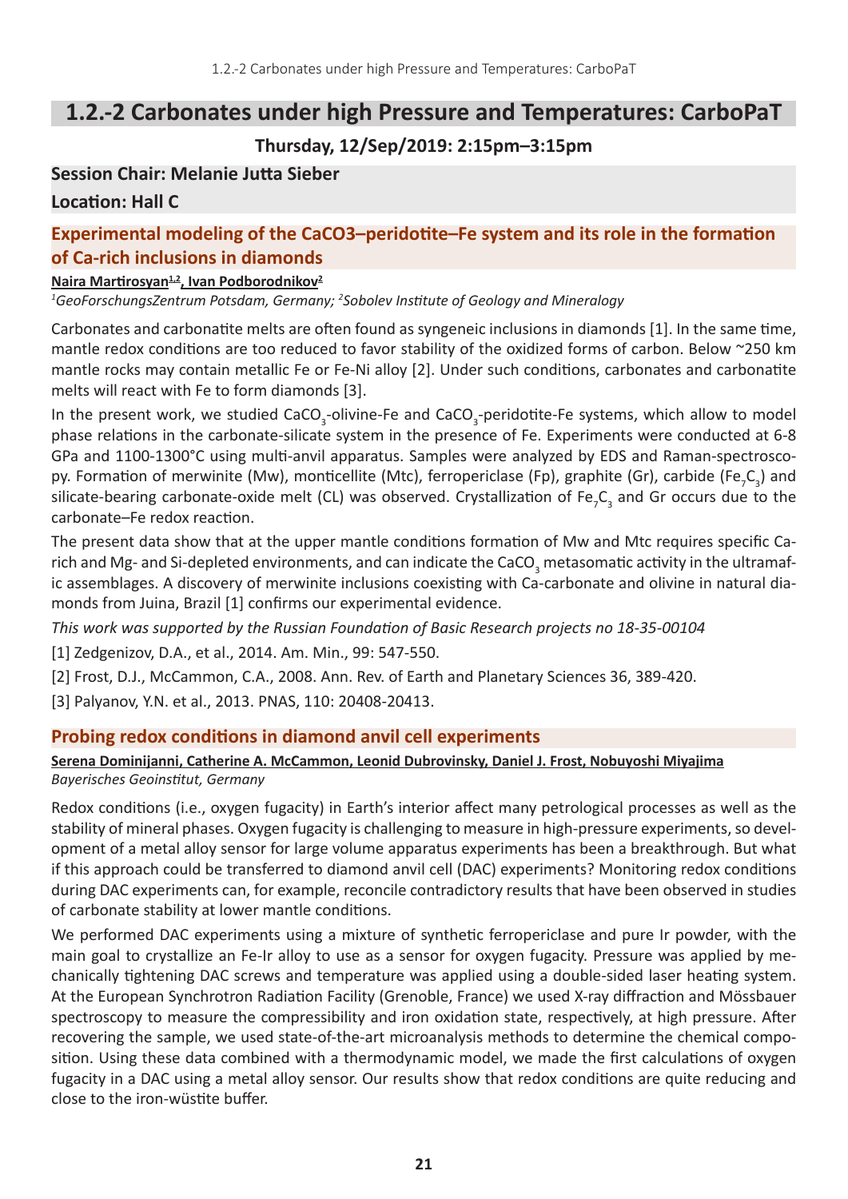## 1.2.-2 Carbonates under high Pressure and Temperatures: CarboPaT

**Thursday, 12/Sep/2019: 2:15pm–3:15pm**

**Session Chair: Melanie Jutta Sieber**

**Location: Hall C**

### Experimental modeling of the CaCO3–peridotite–Fe system and its role in the formation of Ca-rich inclusions in diamonds

**Naira Martirosyan[1,2], Ivan Podborodnikov[2]**

*[1]GeoForschungsZentrum Potsdam, Germany; [2]Sobolev Institute of Geology and Mineralogy*

Carbonates and carbonatite melts are often found as syngeneic inclusions in diamonds [1]. In the same time, mantle redox conditions are too reduced to favor stability of the oxidized forms of carbon. Below ~250 km mantle rocks may contain metallic Fe or Fe-Ni alloy [2]. Under such conditions, carbonates and carbonatite melts will react with Fe to form diamonds [3].

In the present work, we studied $CaCO_3$-olivine-Fe and $CaCO_3$-peridotite-Fe systems, which allow to model phase relations in the carbonate-silicate system in the presence of Fe. Experiments were conducted at 6-8 GPa and 1100-1300°C using multi-anvil apparatus. Samples were analyzed by EDS and Raman-spectroscopy. Formation of merwinite (Mw), monticellite (Mtc), ferropericlase (Fp), graphite (Gr), carbide ($Fe_7C_3$) and silicate-bearing carbonate-oxide melt (CL) was observed. Crystallization of $Fe_7C_3$ and Gr occurs due to the carbonate–Fe redox reaction.

The present data show that at the upper mantle conditions formation of Mw and Mtc requires specific Ca-rich and Mg- and Si-depleted environments, and can indicate the $CaCO_3$ metasomatic activity in the ultramafic assemblages. A discovery of merwinite inclusions coexisting with Ca-carbonate and olivine in natural diamonds from Juina, Brazil [1] confirms our experimental evidence.

*This work was supported by the Russian Foundation of Basic Research projects no 18-35-00104*

[1] Zedgenizov, D.A., et al., 2014. Am. Min., 99: 547-550.

[2] Frost, D.J., McCammon, C.A., 2008. Ann. Rev. of Earth and Planetary Sciences 36, 389-420.

[3] Palyanov, Y.N. et al., 2013. PNAS, 110: 20408-20413.

### Probing redox conditions in diamond anvil cell experiments

**Serena Dominijanni, Catherine A. McCammon, Leonid Dubrovinsky, Daniel J. Frost, Nobuyoshi Miyajima**

*Bayerisches Geoinstitut, Germany*

Redox conditions (i.e., oxygen fugacity) in Earth's interior affect many petrological processes as well as the stability of mineral phases. Oxygen fugacity is challenging to measure in high-pressure experiments, so development of a metal alloy sensor for large volume apparatus experiments has been a breakthrough. But what if this approach could be transferred to diamond anvil cell (DAC) experiments? Monitoring redox conditions during DAC experiments can, for example, reconcile contradictory results that have been observed in studies of carbonate stability at lower mantle conditions.

We performed DAC experiments using a mixture of synthetic ferropericlase and pure Ir powder, with the main goal to crystallize an Fe-Ir alloy to use as a sensor for oxygen fugacity. Pressure was applied by mechanically tightening DAC screws and temperature was applied using a double-sided laser heating system. At the European Synchrotron Radiation Facility (Grenoble, France) we used X-ray diffraction and Mössbauer spectroscopy to measure the compressibility and iron oxidation state, respectively, at high pressure. After recovering the sample, we used state-of-the-art microanalysis methods to determine the chemical composition. Using these data combined with a thermodynamic model, we made the first calculations of oxygen fugacity in a DAC using a metal alloy sensor. Our results show that redox conditions are quite reducing and close to the iron-wüstite buffer.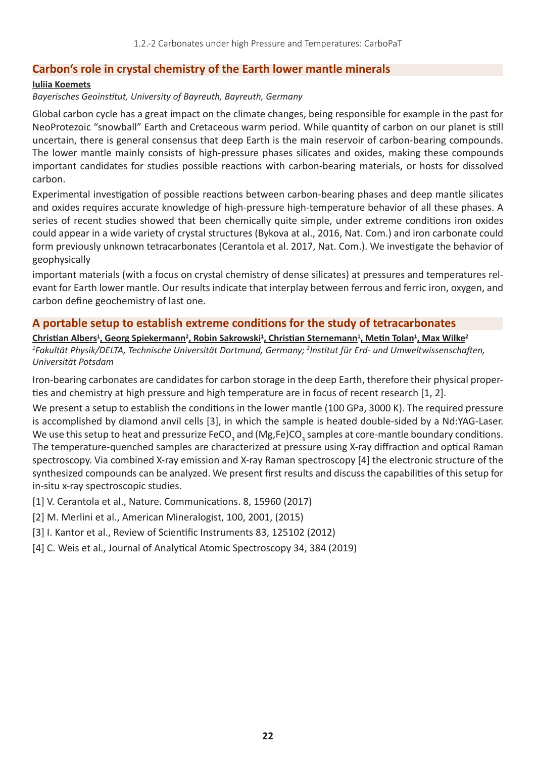## Carbon's role in crystal chemistry of the Earth lower mantle minerals

**Iuliia Koemets**

*Bayerisches Geoinstitut, University of Bayreuth, Bayreuth, Germany*

Global carbon cycle has a great impact on the climate changes, being responsible for example in the past for NeoProtezoic "snowball" Earth and Cretaceous warm period. While quantity of carbon on our planet is still uncertain, there is general consensus that deep Earth is the main reservoir of carbon-bearing compounds. The lower mantle mainly consists of high-pressure phases silicates and oxides, making these compounds important candidates for studies possible reactions with carbon-bearing materials, or hosts for dissolved carbon.

Experimental investigation of possible reactions between carbon-bearing phases and deep mantle silicates and oxides requires accurate knowledge of high-pressure high-temperature behavior of all these phases. A series of recent studies showed that been chemically quite simple, under extreme conditions iron oxides could appear in a wide variety of crystal structures (Bykova at al., 2016, Nat. Com.) and iron carbonate could form previously unknown tetracarbonates (Cerantola et al. 2017, Nat. Com.). We investigate the behavior of geophysically

important materials (with a focus on crystal chemistry of dense silicates) at pressures and temperatures relevant for Earth lower mantle. Our results indicate that interplay between ferrous and ferric iron, oxygen, and carbon define geochemistry of last one.

## A portable setup to establish extreme conditions for the study of tetracarbonates

**Christian Albers[1], Georg Spiekermann[2], Robin Sakrowski[1], Christian Sternemann[1], Metin Tolan[1], Max Wilke[2]**

*[1]Fakultät Physik/DELTA, Technische Universität Dortmund, Germany; [2]Institut für Erd- und Umweltwissenschaften, Universität Potsdam*

Iron-bearing carbonates are candidates for carbon storage in the deep Earth, therefore their physical properties and chemistry at high pressure and high temperature are in focus of recent research [1, 2].

We present a setup to establish the conditions in the lower mantle (100 GPa, 3000 K). The required pressure is accomplished by diamond anvil cells [3], in which the sample is heated double-sided by a Nd:YAG-Laser. We use this setup to heat and pressurize $FeCO_3$ and $(Mg,Fe)CO_3$ samples at core-mantle boundary conditions. The temperature-quenched samples are characterized at pressure using X-ray diffraction and optical Raman spectroscopy. Via combined X-ray emission and X-ray Raman spectroscopy [4] the electronic structure of the synthesized compounds can be analyzed. We present first results and discuss the capabilities of this setup for in-situ x-ray spectroscopic studies.

[1] V. Cerantola et al., Nature. Communications. 8, 15960 (2017)

[2] M. Merlini et al., American Mineralogist, 100, 2001, (2015)

[3] I. Kantor et al., Review of Scientific Instruments 83, 125102 (2012)

[4] C. Weis et al., Journal of Analytical Atomic Spectroscopy 34, 384 (2019)